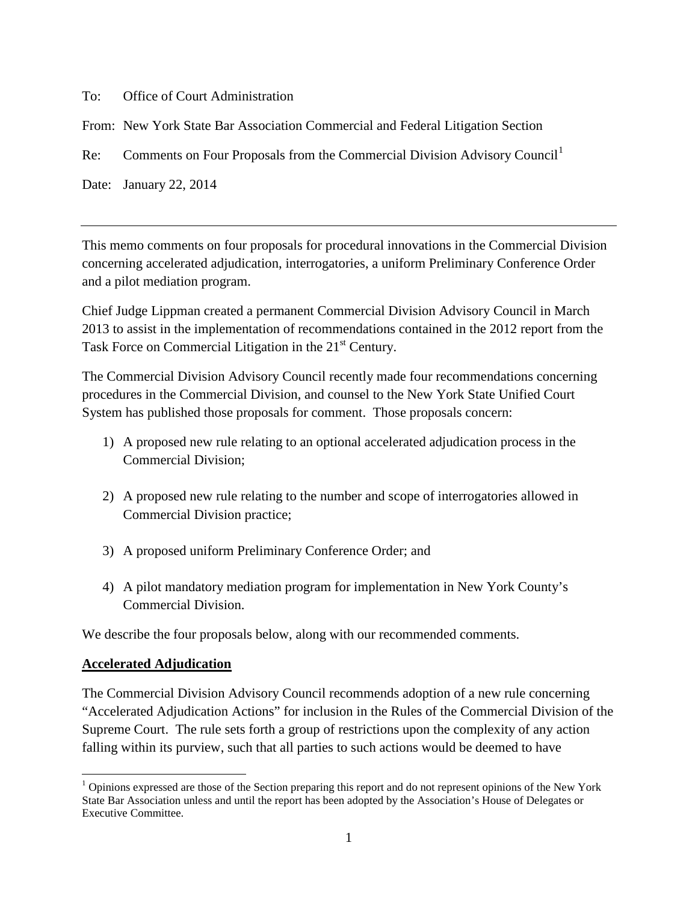To: Office of Court Administration

From: New York State Bar Association Commercial and Federal Litigation Section

Re: Comments on Four Proposals from the Commercial Division Advisory Council[1]

Date: January 22, 2014

---

This memo comments on four proposals for procedural innovations in the Commercial Division concerning accelerated adjudication, interrogatories, a uniform Preliminary Conference Order and a pilot mediation program.

Chief Judge Lippman created a permanent Commercial Division Advisory Council in March 2013 to assist in the implementation of recommendations contained in the 2012 report from the Task Force on Commercial Litigation in the 21st Century.

The Commercial Division Advisory Council recently made four recommendations concerning procedures in the Commercial Division, and counsel to the New York State Unified Court System has published those proposals for comment. Those proposals concern:

1) A proposed new rule relating to an optional accelerated adjudication process in the Commercial Division;

2) A proposed new rule relating to the number and scope of interrogatories allowed in Commercial Division practice;

3) A proposed uniform Preliminary Conference Order; and

4) A pilot mandatory mediation program for implementation in New York County's Commercial Division.

We describe the four proposals below, along with our recommended comments.

**Accelerated Adjudication**

The Commercial Division Advisory Council recommends adoption of a new rule concerning "Accelerated Adjudication Actions" for inclusion in the Rules of the Commercial Division of the Supreme Court. The rule sets forth a group of restrictions upon the complexity of any action falling within its purview, such that all parties to such actions would be deemed to have

[1] Opinions expressed are those of the Section preparing this report and do not represent opinions of the New York State Bar Association unless and until the report has been adopted by the Association's House of Delegates or Executive Committee.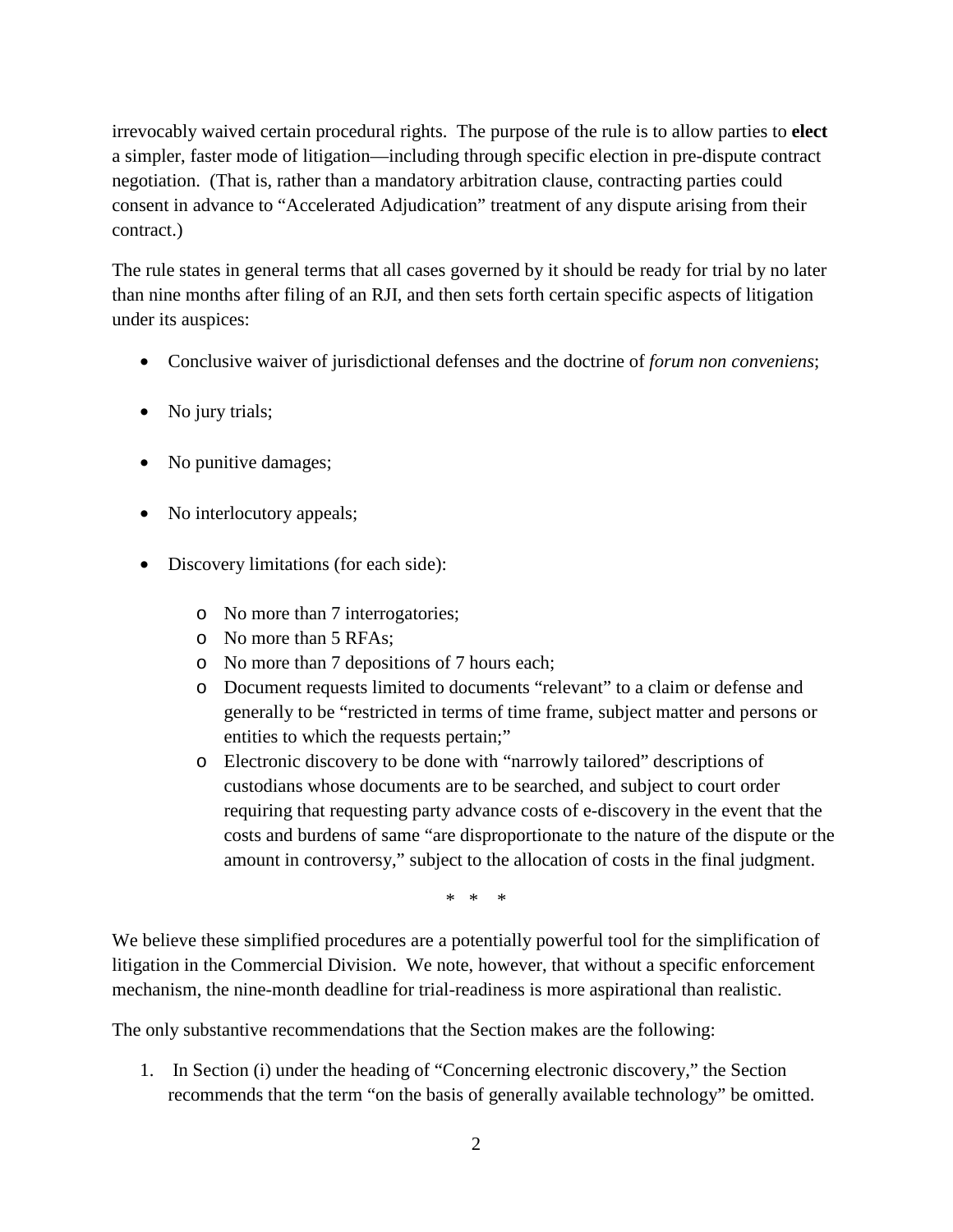irrevocably waived certain procedural rights. The purpose of the rule is to allow parties to **elect** a simpler, faster mode of litigation—including through specific election in pre-dispute contract negotiation. (That is, rather than a mandatory arbitration clause, contracting parties could consent in advance to "Accelerated Adjudication" treatment of any dispute arising from their contract.)

The rule states in general terms that all cases governed by it should be ready for trial by no later than nine months after filing of an RJI, and then sets forth certain specific aspects of litigation under its auspices:

- Conclusive waiver of jurisdictional defenses and the doctrine of *forum non conveniens*;
- No jury trials;
- No punitive damages;
- No interlocutory appeals;
- Discovery limitations (for each side):
    - No more than 7 interrogatories;
    - No more than 5 RFAs;
    - No more than 7 depositions of 7 hours each;
    - Document requests limited to documents "relevant" to a claim or defense and generally to be "restricted in terms of time frame, subject matter and persons or entities to which the requests pertain;"
    - Electronic discovery to be done with "narrowly tailored" descriptions of custodians whose documents are to be searched, and subject to court order requiring that requesting party advance costs of e-discovery in the event that the costs and burdens of same "are disproportionate to the nature of the dispute or the amount in controversy," subject to the allocation of costs in the final judgment.

\* \* \*

We believe these simplified procedures are a potentially powerful tool for the simplification of litigation in the Commercial Division. We note, however, that without a specific enforcement mechanism, the nine-month deadline for trial-readiness is more aspirational than realistic.

The only substantive recommendations that the Section makes are the following:

1. In Section (i) under the heading of "Concerning electronic discovery," the Section recommends that the term "on the basis of generally available technology" be omitted.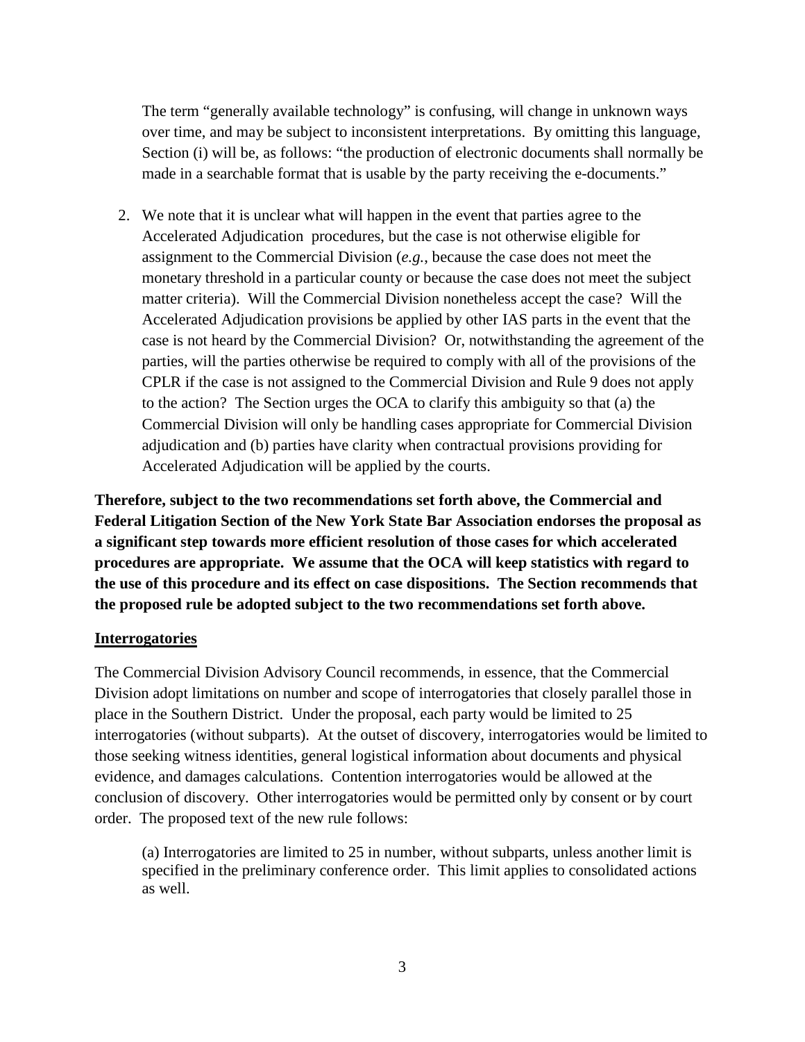The term "generally available technology" is confusing, will change in unknown ways over time, and may be subject to inconsistent interpretations. By omitting this language, Section (i) will be, as follows: "the production of electronic documents shall normally be made in a searchable format that is usable by the party receiving the e-documents."

2. We note that it is unclear what will happen in the event that parties agree to the Accelerated Adjudication procedures, but the case is not otherwise eligible for assignment to the Commercial Division (*e.g.*, because the case does not meet the monetary threshold in a particular county or because the case does not meet the subject matter criteria). Will the Commercial Division nonetheless accept the case? Will the Accelerated Adjudication provisions be applied by other IAS parts in the event that the case is not heard by the Commercial Division? Or, notwithstanding the agreement of the parties, will the parties otherwise be required to comply with all of the provisions of the CPLR if the case is not assigned to the Commercial Division and Rule 9 does not apply to the action? The Section urges the OCA to clarify this ambiguity so that (a) the Commercial Division will only be handling cases appropriate for Commercial Division adjudication and (b) parties have clarity when contractual provisions providing for Accelerated Adjudication will be applied by the courts.

**Therefore, subject to the two recommendations set forth above, the Commercial and Federal Litigation Section of the New York State Bar Association endorses the proposal as a significant step towards more efficient resolution of those cases for which accelerated procedures are appropriate. We assume that the OCA will keep statistics with regard to the use of this procedure and its effect on case dispositions. The Section recommends that the proposed rule be adopted subject to the two recommendations set forth above.**

**Interrogatories**

The Commercial Division Advisory Council recommends, in essence, that the Commercial Division adopt limitations on number and scope of interrogatories that closely parallel those in place in the Southern District. Under the proposal, each party would be limited to 25 interrogatories (without subparts). At the outset of discovery, interrogatories would be limited to those seeking witness identities, general logistical information about documents and physical evidence, and damages calculations. Contention interrogatories would be allowed at the conclusion of discovery. Other interrogatories would be permitted only by consent or by court order. The proposed text of the new rule follows:

> (a) Interrogatories are limited to 25 in number, without subparts, unless another limit is specified in the preliminary conference order. This limit applies to consolidated actions as well.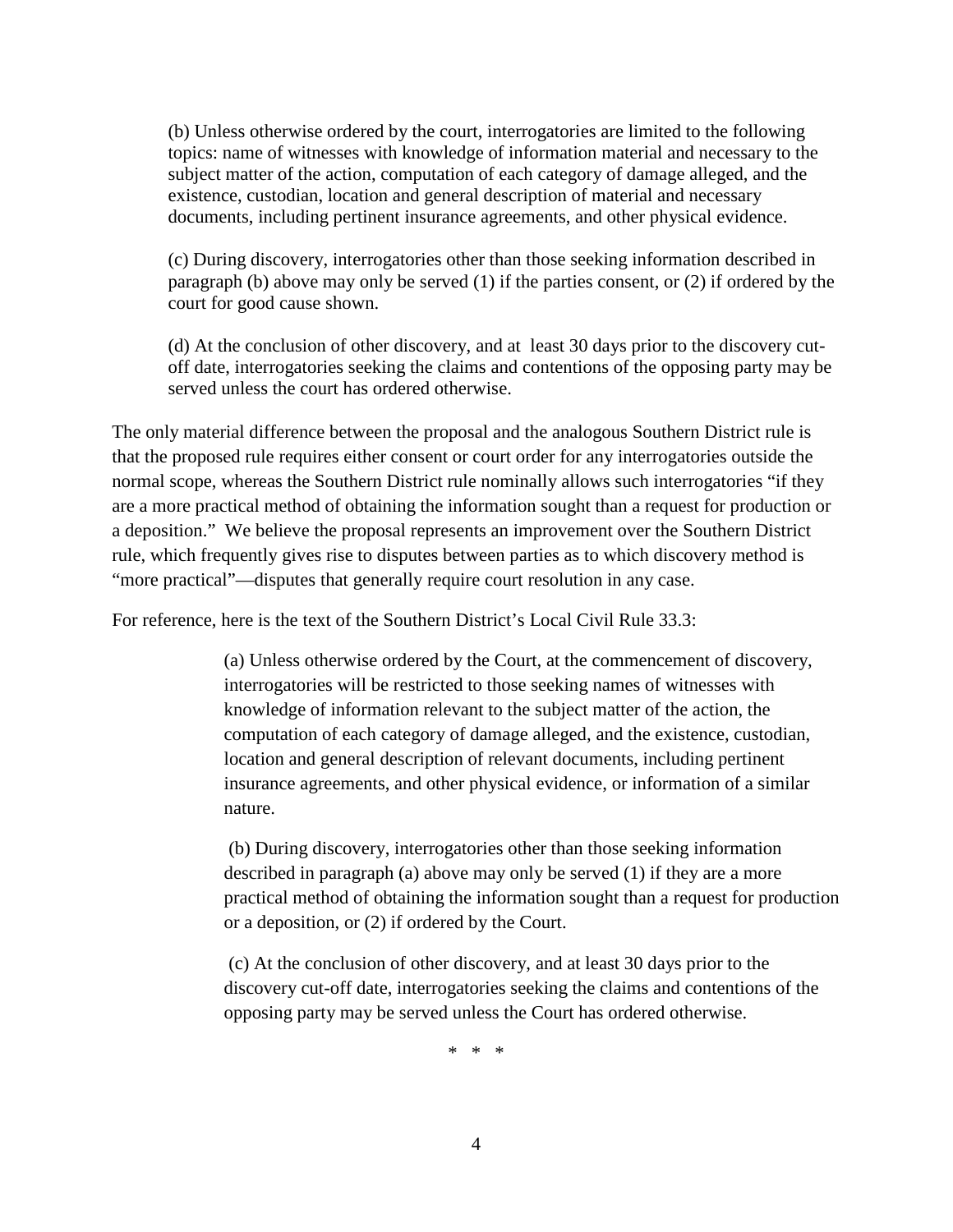> (b) Unless otherwise ordered by the court, interrogatories are limited to the following topics: name of witnesses with knowledge of information material and necessary to the subject matter of the action, computation of each category of damage alleged, and the existence, custodian, location and general description of material and necessary documents, including pertinent insurance agreements, and other physical evidence.
>
> (c) During discovery, interrogatories other than those seeking information described in paragraph (b) above may only be served (1) if the parties consent, or (2) if ordered by the court for good cause shown.
>
> (d) At the conclusion of other discovery, and at least 30 days prior to the discovery cut-off date, interrogatories seeking the claims and contentions of the opposing party may be served unless the court has ordered otherwise.

The only material difference between the proposal and the analogous Southern District rule is that the proposed rule requires either consent or court order for any interrogatories outside the normal scope, whereas the Southern District rule nominally allows such interrogatories "if they are a more practical method of obtaining the information sought than a request for production or a deposition." We believe the proposal represents an improvement over the Southern District rule, which frequently gives rise to disputes between parties as to which discovery method is "more practical"—disputes that generally require court resolution in any case.

For reference, here is the text of the Southern District's Local Civil Rule 33.3:

> (a) Unless otherwise ordered by the Court, at the commencement of discovery, interrogatories will be restricted to those seeking names of witnesses with knowledge of information relevant to the subject matter of the action, the computation of each category of damage alleged, and the existence, custodian, location and general description of relevant documents, including pertinent insurance agreements, and other physical evidence, or information of a similar nature.
>
> (b) During discovery, interrogatories other than those seeking information described in paragraph (a) above may only be served (1) if they are a more practical method of obtaining the information sought than a request for production or a deposition, or (2) if ordered by the Court.
>
> (c) At the conclusion of other discovery, and at least 30 days prior to the discovery cut-off date, interrogatories seeking the claims and contentions of the opposing party may be served unless the Court has ordered otherwise.

\* \* \*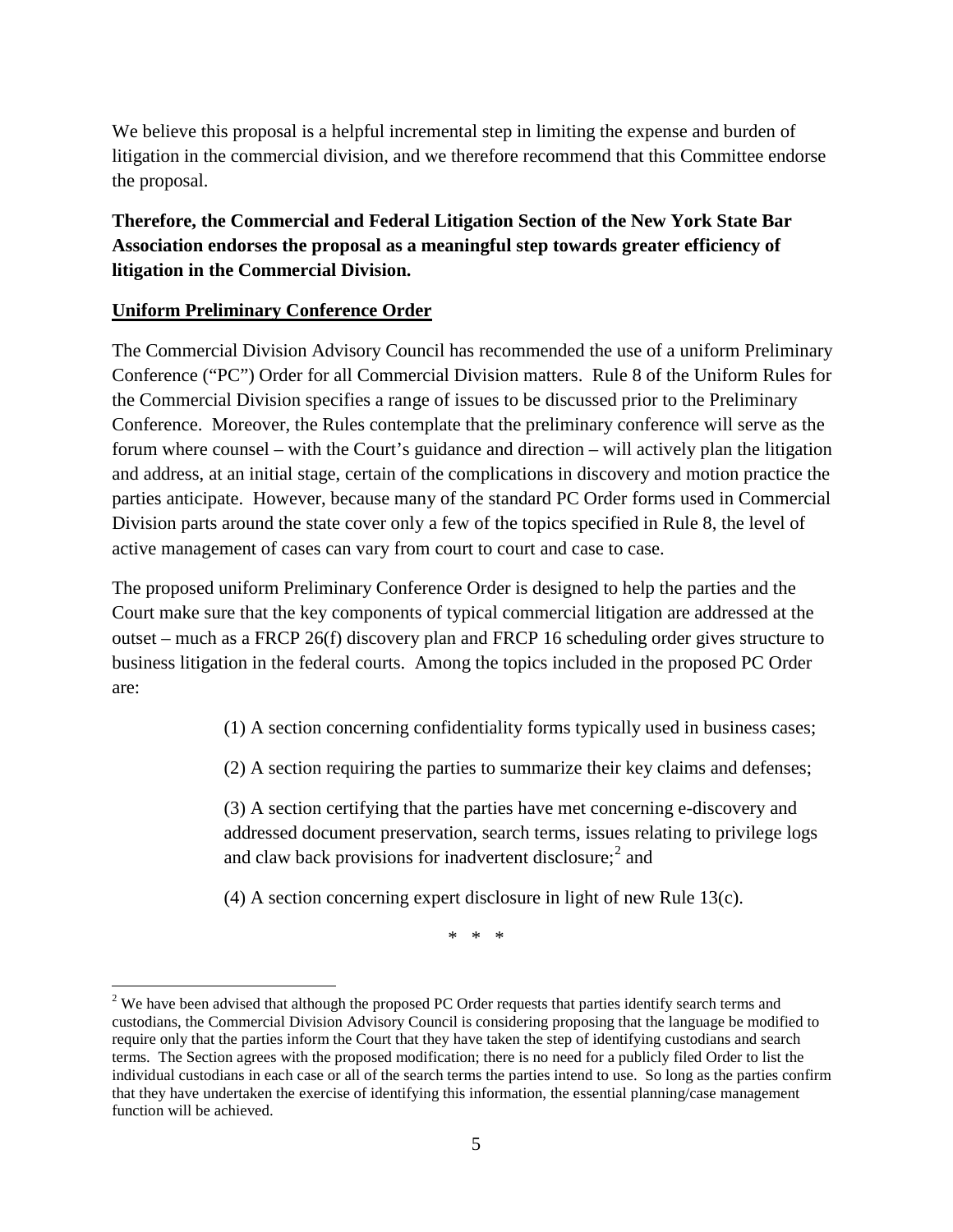We believe this proposal is a helpful incremental step in limiting the expense and burden of litigation in the commercial division, and we therefore recommend that this Committee endorse the proposal.

**Therefore, the Commercial and Federal Litigation Section of the New York State Bar Association endorses the proposal as a meaningful step towards greater efficiency of litigation in the Commercial Division.**

**Uniform Preliminary Conference Order**

The Commercial Division Advisory Council has recommended the use of a uniform Preliminary Conference ("PC") Order for all Commercial Division matters. Rule 8 of the Uniform Rules for the Commercial Division specifies a range of issues to be discussed prior to the Preliminary Conference. Moreover, the Rules contemplate that the preliminary conference will serve as the forum where counsel – with the Court's guidance and direction – will actively plan the litigation and address, at an initial stage, certain of the complications in discovery and motion practice the parties anticipate. However, because many of the standard PC Order forms used in Commercial Division parts around the state cover only a few of the topics specified in Rule 8, the level of active management of cases can vary from court to court and case to case.

The proposed uniform Preliminary Conference Order is designed to help the parties and the Court make sure that the key components of typical commercial litigation are addressed at the outset – much as a FRCP 26(f) discovery plan and FRCP 16 scheduling order gives structure to business litigation in the federal courts. Among the topics included in the proposed PC Order are:

> (1) A section concerning confidentiality forms typically used in business cases;
>
> (2) A section requiring the parties to summarize their key claims and defenses;
>
> (3) A section certifying that the parties have met concerning e-discovery and addressed document preservation, search terms, issues relating to privilege logs and claw back provisions for inadvertent disclosure;[2] and
>
> (4) A section concerning expert disclosure in light of new Rule 13(c).

\* \* \*

[2] We have been advised that although the proposed PC Order requests that parties identify search terms and custodians, the Commercial Division Advisory Council is considering proposing that the language be modified to require only that the parties inform the Court that they have taken the step of identifying custodians and search terms. The Section agrees with the proposed modification; there is no need for a publicly filed Order to list the individual custodians in each case or all of the search terms the parties intend to use. So long as the parties confirm that they have undertaken the exercise of identifying this information, the essential planning/case management function will be achieved.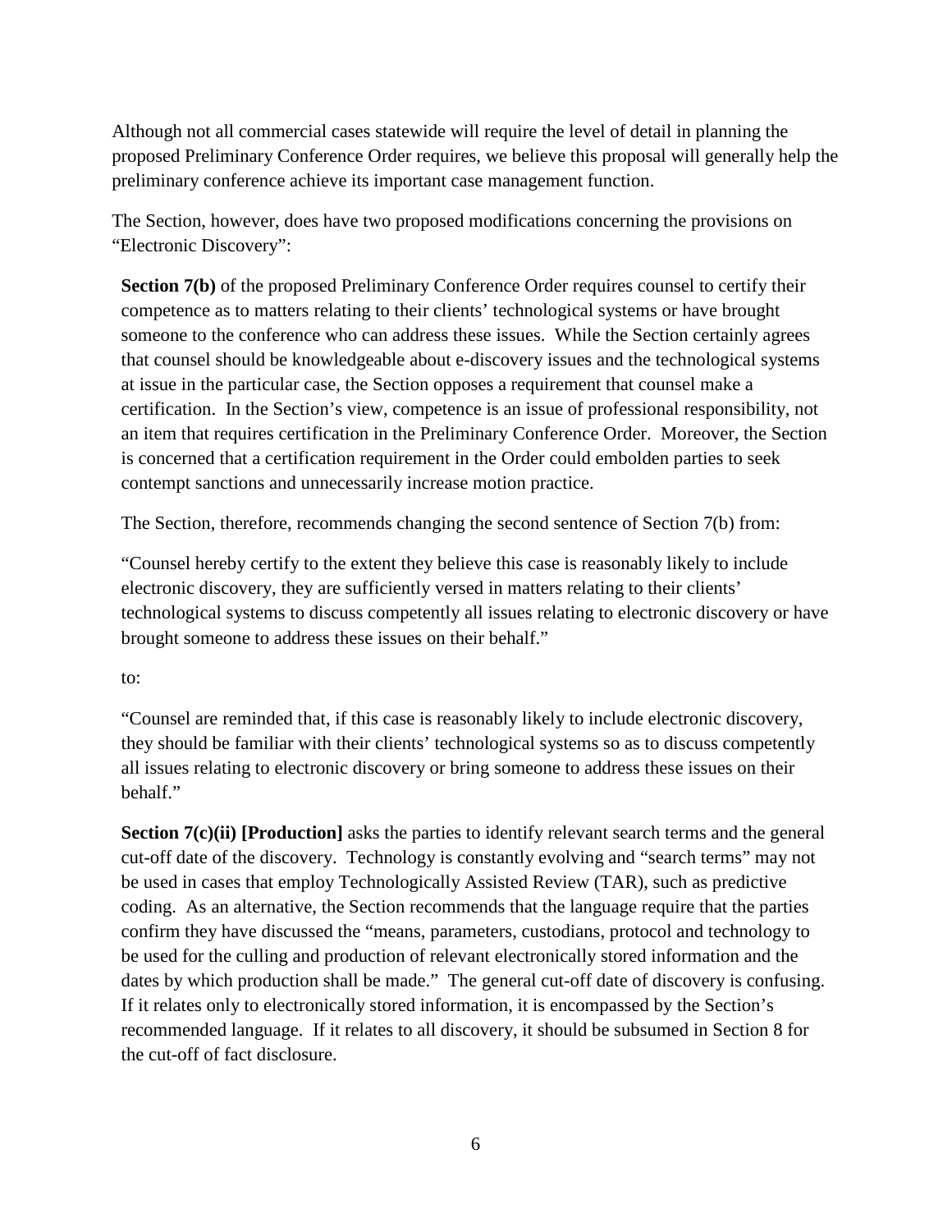Although not all commercial cases statewide will require the level of detail in planning the proposed Preliminary Conference Order requires, we believe this proposal will generally help the preliminary conference achieve its important case management function.

The Section, however, does have two proposed modifications concerning the provisions on "Electronic Discovery":

> **Section 7(b)** of the proposed Preliminary Conference Order requires counsel to certify their competence as to matters relating to their clients' technological systems or have brought someone to the conference who can address these issues. While the Section certainly agrees that counsel should be knowledgeable about e-discovery issues and the technological systems at issue in the particular case, the Section opposes a requirement that counsel make a certification. In the Section's view, competence is an issue of professional responsibility, not an item that requires certification in the Preliminary Conference Order. Moreover, the Section is concerned that a certification requirement in the Order could embolden parties to seek contempt sanctions and unnecessarily increase motion practice.
>
> The Section, therefore, recommends changing the second sentence of Section 7(b) from:
>
> "Counsel hereby certify to the extent they believe this case is reasonably likely to include electronic discovery, they are sufficiently versed in matters relating to their clients' technological systems to discuss competently all issues relating to electronic discovery or have brought someone to address these issues on their behalf."
>
> to:
>
> "Counsel are reminded that, if this case is reasonably likely to include electronic discovery, they should be familiar with their clients' technological systems so as to discuss competently all issues relating to electronic discovery or bring someone to address these issues on their behalf."
>
> **Section 7(c)(ii) [Production]** asks the parties to identify relevant search terms and the general cut-off date of the discovery. Technology is constantly evolving and "search terms" may not be used in cases that employ Technologically Assisted Review (TAR), such as predictive coding. As an alternative, the Section recommends that the language require that the parties confirm they have discussed the "means, parameters, custodians, protocol and technology to be used for the culling and production of relevant electronically stored information and the dates by which production shall be made." The general cut-off date of discovery is confusing. If it relates only to electronically stored information, it is encompassed by the Section's recommended language. If it relates to all discovery, it should be subsumed in Section 8 for the cut-off of fact disclosure.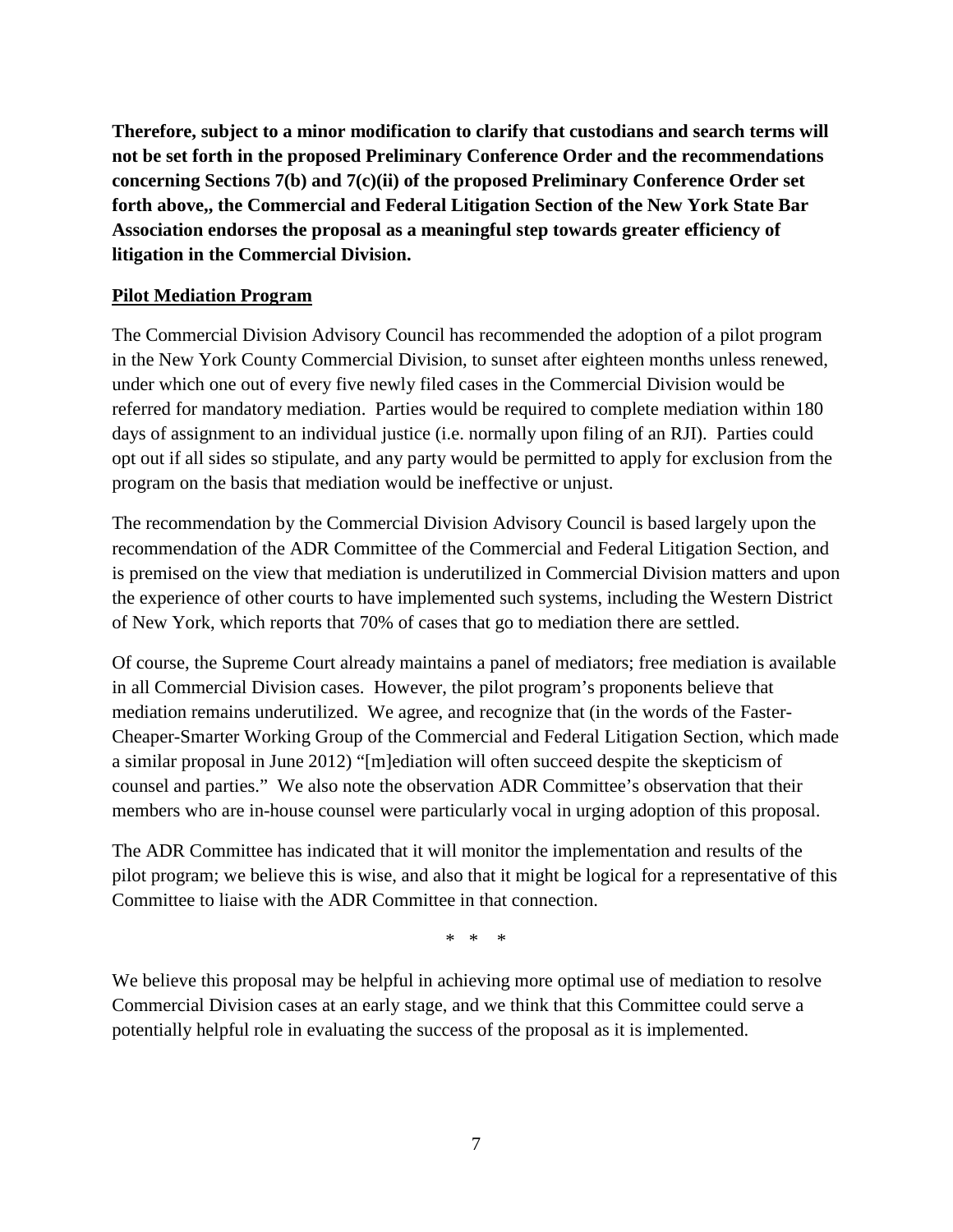**Therefore, subject to a minor modification to clarify that custodians and search terms will not be set forth in the proposed Preliminary Conference Order and the recommendations concerning Sections 7(b) and 7(c)(ii) of the proposed Preliminary Conference Order set forth above,, the Commercial and Federal Litigation Section of the New York State Bar Association endorses the proposal as a meaningful step towards greater efficiency of litigation in the Commercial Division.**

**Pilot Mediation Program**

The Commercial Division Advisory Council has recommended the adoption of a pilot program in the New York County Commercial Division, to sunset after eighteen months unless renewed, under which one out of every five newly filed cases in the Commercial Division would be referred for mandatory mediation. Parties would be required to complete mediation within 180 days of assignment to an individual justice (i.e. normally upon filing of an RJI). Parties could opt out if all sides so stipulate, and any party would be permitted to apply for exclusion from the program on the basis that mediation would be ineffective or unjust.

The recommendation by the Commercial Division Advisory Council is based largely upon the recommendation of the ADR Committee of the Commercial and Federal Litigation Section, and is premised on the view that mediation is underutilized in Commercial Division matters and upon the experience of other courts to have implemented such systems, including the Western District of New York, which reports that 70% of cases that go to mediation there are settled.

Of course, the Supreme Court already maintains a panel of mediators; free mediation is available in all Commercial Division cases. However, the pilot program's proponents believe that mediation remains underutilized. We agree, and recognize that (in the words of the Faster-Cheaper-Smarter Working Group of the Commercial and Federal Litigation Section, which made a similar proposal in June 2012) "[m]ediation will often succeed despite the skepticism of counsel and parties." We also note the observation ADR Committee's observation that their members who are in-house counsel were particularly vocal in urging adoption of this proposal.

The ADR Committee has indicated that it will monitor the implementation and results of the pilot program; we believe this is wise, and also that it might be logical for a representative of this Committee to liaise with the ADR Committee in that connection.

\* \* \*

We believe this proposal may be helpful in achieving more optimal use of mediation to resolve Commercial Division cases at an early stage, and we think that this Committee could serve a potentially helpful role in evaluating the success of the proposal as it is implemented.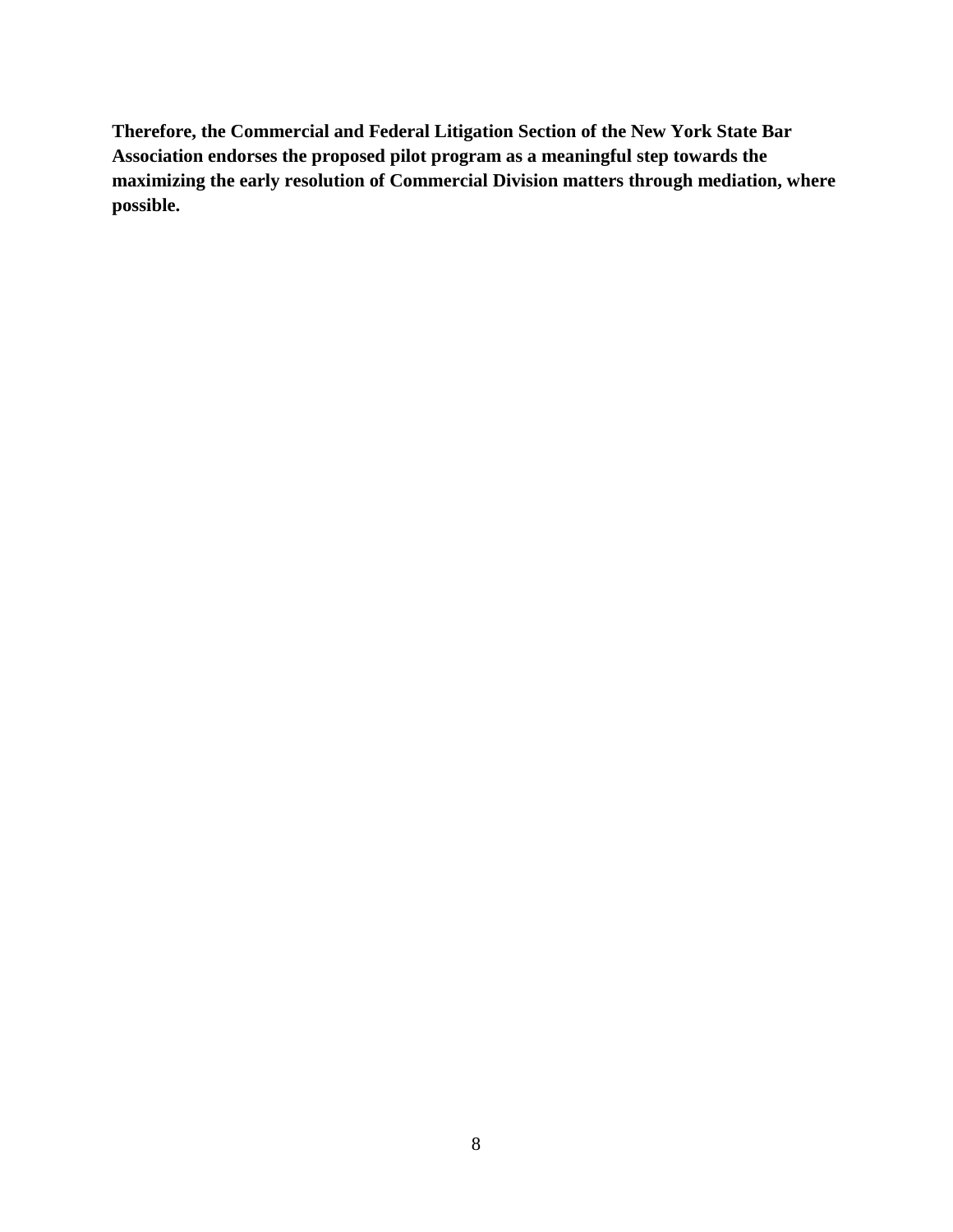**Therefore, the Commercial and Federal Litigation Section of the New York State Bar Association endorses the proposed pilot program as a meaningful step towards the maximizing the early resolution of Commercial Division matters through mediation, where possible.**